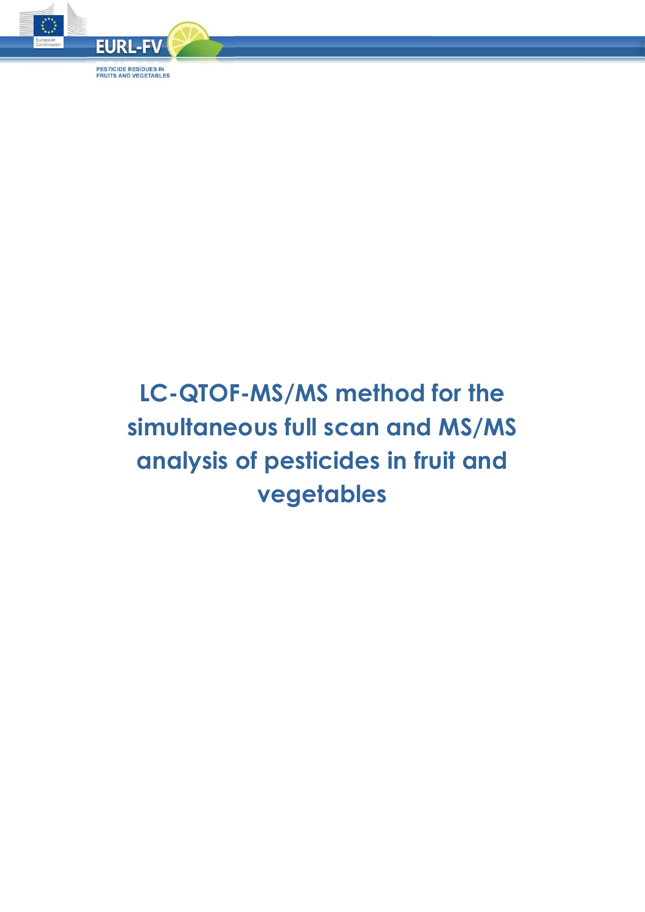# LC-QTOF-MS/MS method for the simultaneous full scan and MS/MS analysis of pesticides in fruit and vegetables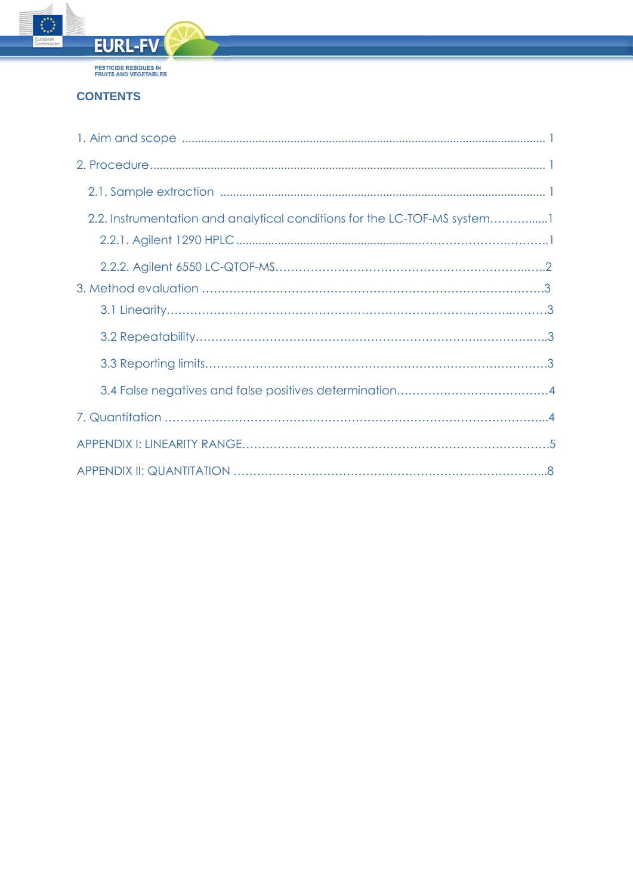## CONTENTS

1. Aim and scope ........................................................................................................ 1

2. Procedure ................................................................................................................ 1

2.1. Sample extraction ............................................................................................. 1

2.2. Instrumentation and analytical conditions for the LC-TOF-MS system.................1

2.2.1. Agilent 1290 HPLC .........................................................................................1

2.2.2. Agilent 6550 LC-QTOF-MS...............................................................................2

3. Method evaluation ..................................................................................................3

3.1 Linearity....................................................................................................................3

3.2 Repeatability.............................................................................................................3

3.3 Reporting limits.........................................................................................................3

3.4 False negatives and false positives determination...............................................4

7. Quantitation ...............................................................................................................4

APPENDIX I: LINEARITY RANGE.........................................................................................5

APPENDIX II: QUANTITATION ............................................................................................8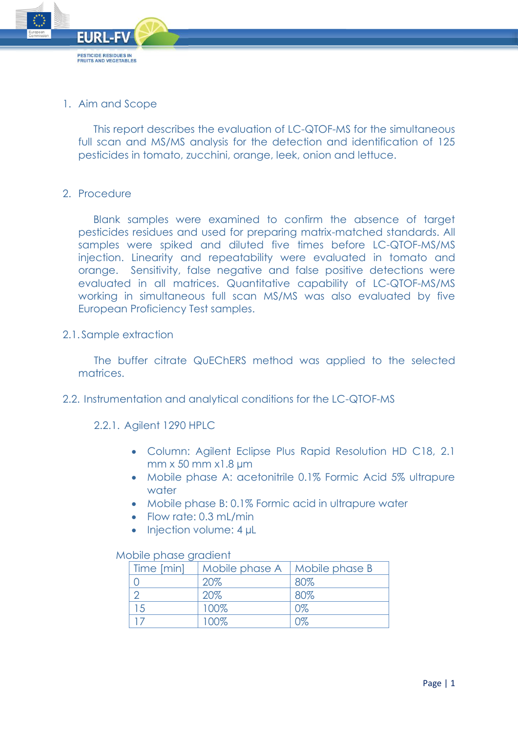## 1. Aim and Scope

This report describes the evaluation of LC-QTOF-MS for the simultaneous full scan and MS/MS analysis for the detection and identification of 125 pesticides in tomato, zucchini, orange, leek, onion and lettuce.

## 2. Procedure

Blank samples were examined to confirm the absence of target pesticides residues and used for preparing matrix-matched standards. All samples were spiked and diluted five times before LC-QTOF-MS/MS injection. Linearity and repeatability were evaluated in tomato and orange. Sensitivity, false negative and false positive detections were evaluated in all matrices. Quantitative capability of LC-QTOF-MS/MS working in simultaneous full scan MS/MS was also evaluated by five European Proficiency Test samples.

### 2.1. Sample extraction

The buffer citrate QuEChERS method was applied to the selected matrices.

### 2.2. Instrumentation and analytical conditions for the LC-QTOF-MS

#### 2.2.1. Agilent 1290 HPLC

- Column: Agilent Eclipse Plus Rapid Resolution HD C18, 2.1 mm x 50 mm x1.8 µm
- Mobile phase A: acetonitrile 0.1% Formic Acid 5% ultrapure water
- Mobile phase B: 0.1% Formic acid in ultrapure water
- Flow rate: 0.3 mL/min
- Injection volume: 4 µL

Mobile phase gradient

| Time [min] | Mobile phase A | Mobile phase B |
|---|---|---|
| 0 | 20% | 80% |
| 2 | 20% | 80% |
| 15 | 100% | 0% |
| 17 | 100% | 0% |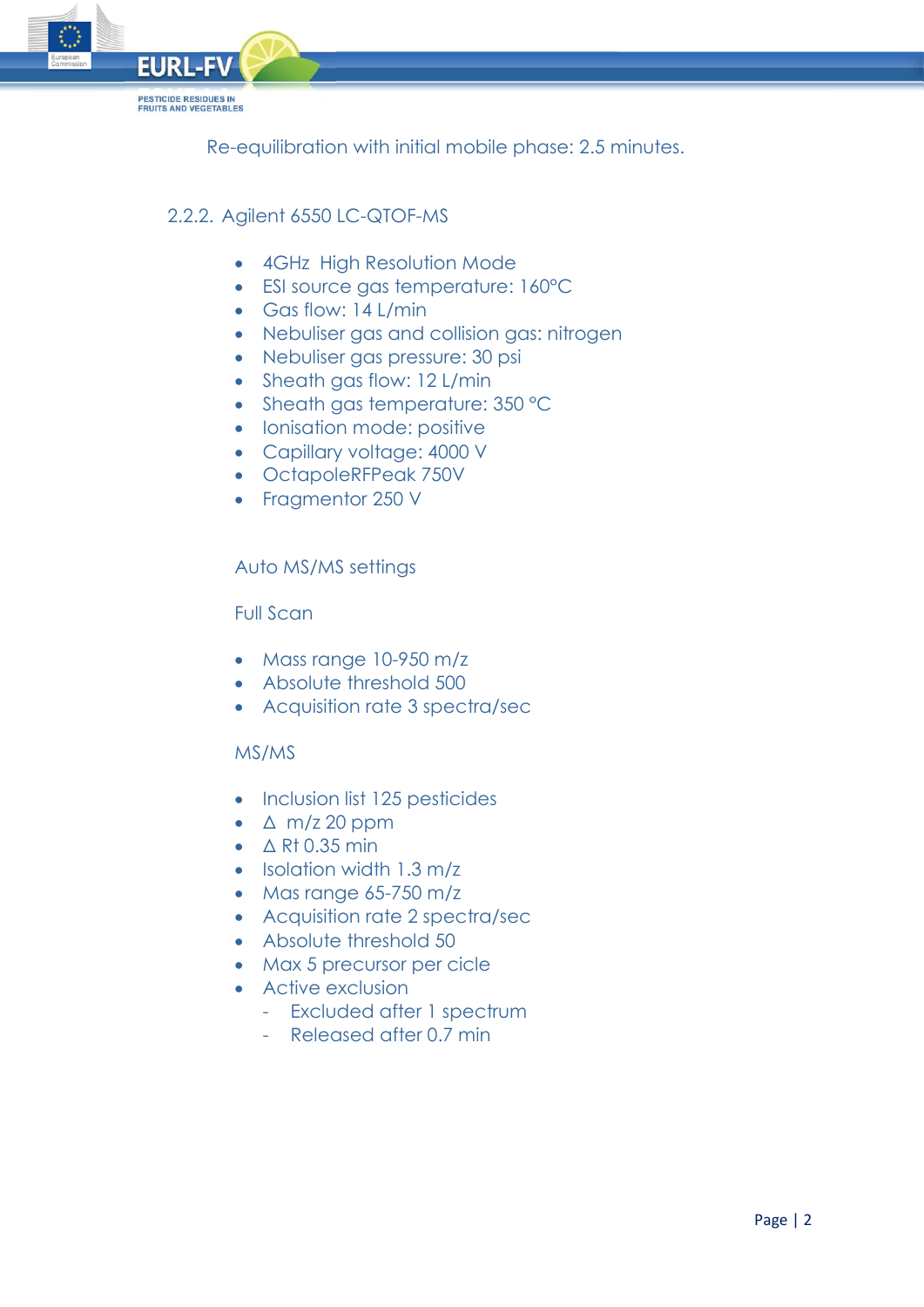Re-equilibration with initial mobile phase: 2.5 minutes.

### 2.2.2. Agilent 6550 LC-QTOF-MS

- 4GHz High Resolution Mode
- ESI source gas temperature: 160°C
- Gas flow: 14 L/min
- Nebuliser gas and collision gas: nitrogen
- Nebuliser gas pressure: 30 psi
- Sheath gas flow: 12 L/min
- Sheath gas temperature: 350 °C
- Ionisation mode: positive
- Capillary voltage: 4000 V
- OctapoleRFPeak 750V
- Fragmentor 250 V

Auto MS/MS settings

Full Scan

- Mass range 10-950 m/z
- Absolute threshold 500
- Acquisition rate 3 spectra/sec

MS/MS

- Inclusion list 125 pesticides
- $\Delta$ m/z 20 ppm
- $\Delta$ Rt 0.35 min
- Isolation width 1.3 m/z
- Mas range 65-750 m/z
- Acquisition rate 2 spectra/sec
- Absolute threshold 50
- Max 5 precursor per cicle
- Active exclusion
  - Excluded after 1 spectrum
  - Released after 0.7 min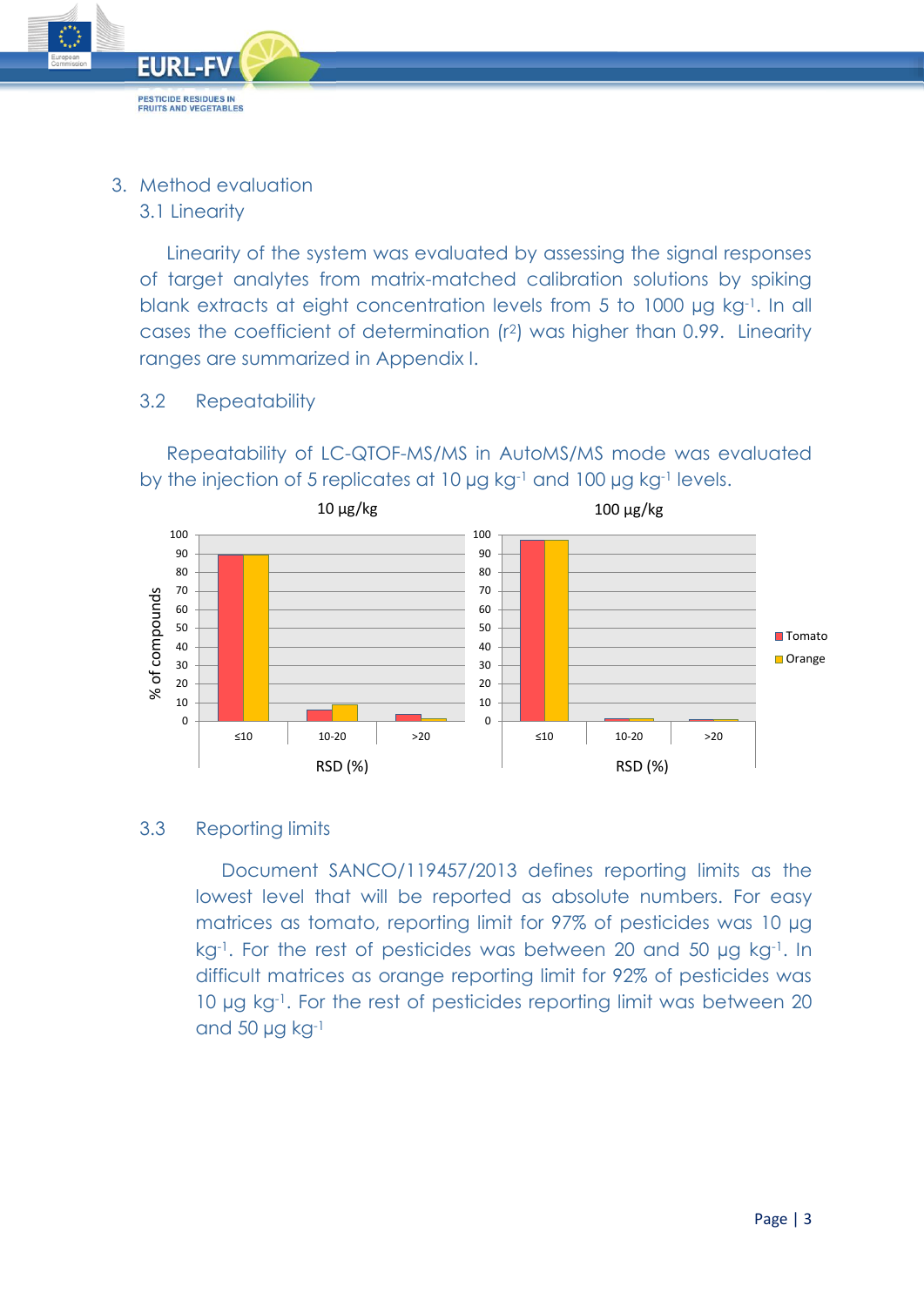## 3. Method evaluation

### 3.1 Linearity

Linearity of the system was evaluated by assessing the signal responses of target analytes from matrix-matched calibration solutions by spiking blank extracts at eight concentration levels from 5 to 1000 µg kg$^{-1}$. In all cases the coefficient of determination ($r^2$) was higher than 0.99. Linearity ranges are summarized in Appendix I.

### 3.2 Repeatability

Repeatability of LC-QTOF-MS/MS in AutoMS/MS mode was evaluated by the injection of 5 replicates at 10 µg kg$^{-1}$ and 100 µg kg$^{-1}$ levels.

10 µg/kg

100 µg/kg

% of compounds

0
10
20
30
40
50
60
70
80
90
100

≤10
10-20
>20

RSD (%)

Tomato
Orange

### 3.3 Reporting limits

Document SANCO/119457/2013 defines reporting limits as the lowest level that will be reported as absolute numbers. For easy matrices as tomato, reporting limit for 97% of pesticides was 10 µg kg$^{-1}$. For the rest of pesticides was between 20 and 50 µg kg$^{-1}$. In difficult matrices as orange reporting limit for 92% of pesticides was 10 µg kg$^{-1}$. For the rest of pesticides reporting limit was between 20 and 50 µg kg$^{-1}$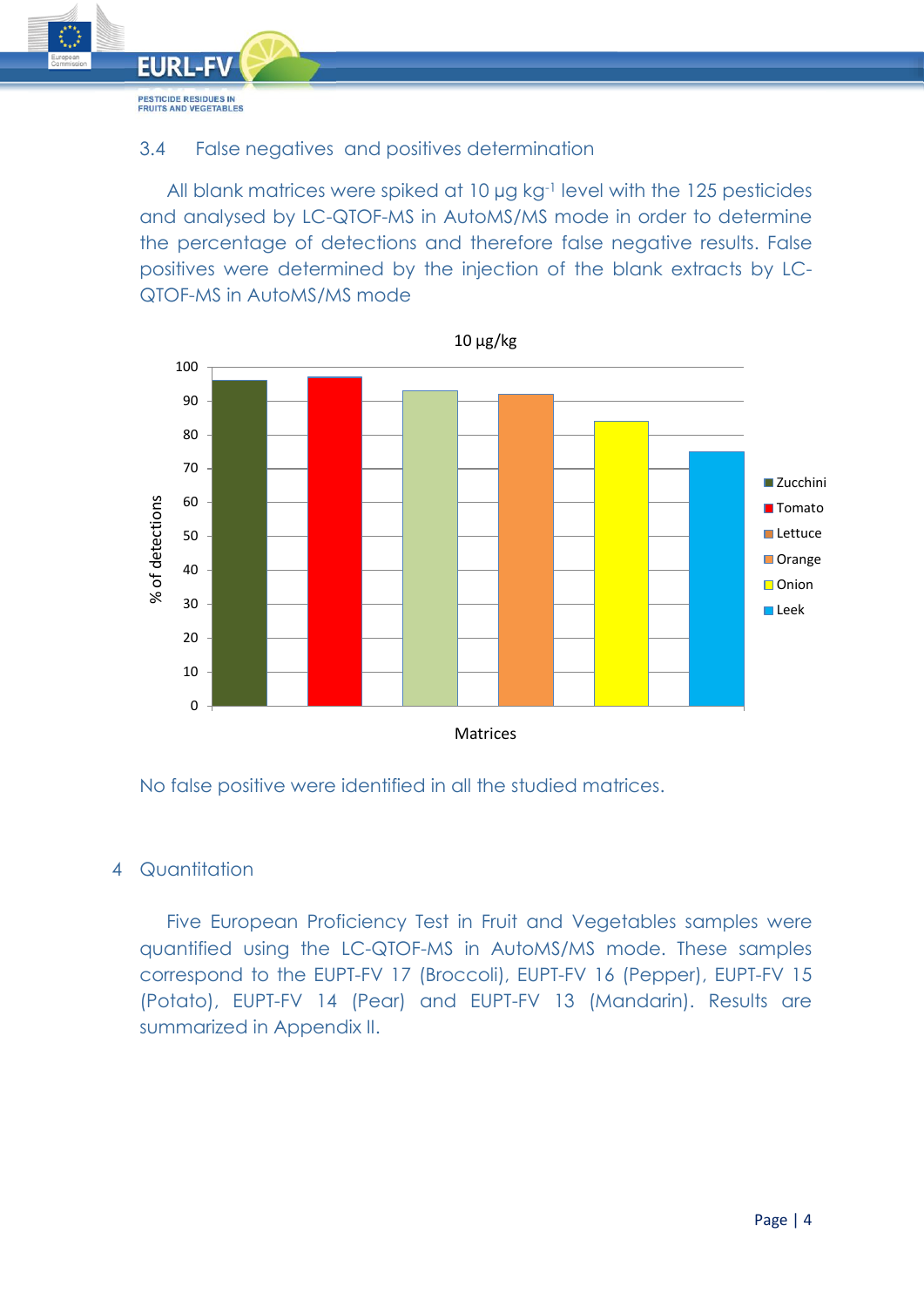### 3.4 False negatives and positives determination

All blank matrices were spiked at 10 μg kg$^{-1}$ level with the 125 pesticides and analysed by LC-QTOF-MS in AutoMS/MS mode in order to determine the percentage of detections and therefore false negative results. False positives were determined by the injection of the blank extracts by LC-QTOF-MS in AutoMS/MS mode

10 μg/kg

% of detections

100
90
80
70
60
50
40
30
20
10
0

Matrices

Zucchini
Tomato
Lettuce
Orange
Onion
Leek

No false positive were identified in all the studied matrices.

## 4 Quantitation

Five European Proficiency Test in Fruit and Vegetables samples were quantified using the LC-QTOF-MS in AutoMS/MS mode. These samples correspond to the EUPT-FV 17 (Broccoli), EUPT-FV 16 (Pepper), EUPT-FV 15 (Potato), EUPT-FV 14 (Pear) and EUPT-FV 13 (Mandarin). Results are summarized in Appendix II.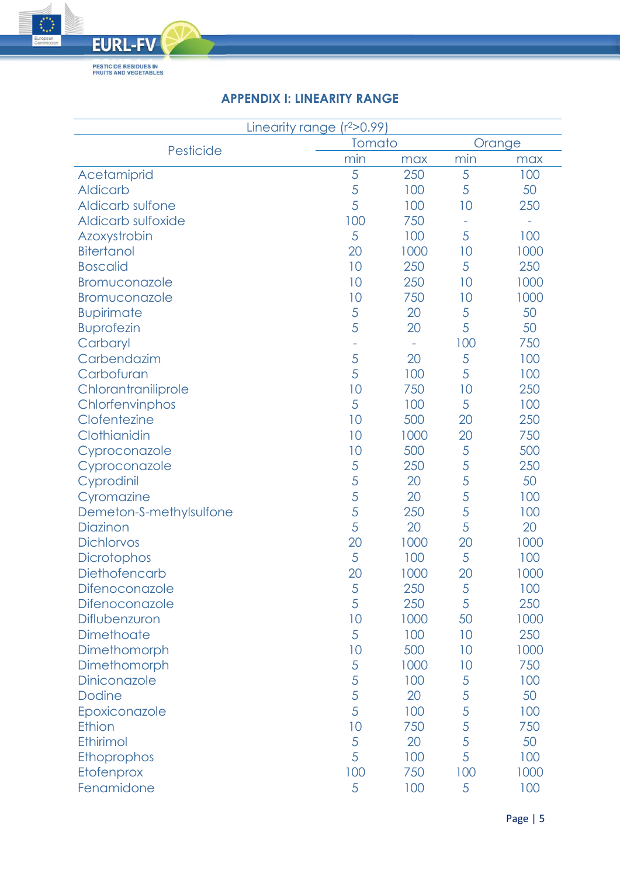### APPENDIX I: LINEARITY RANGE

| Pesticide | Linearity range ($r^2$>0.99) | | | |
|---|---|---|---|---|
| | Tomato | | Orange | |
| | min | max | min | max |
| Acetamiprid | 5 | 250 | 5 | 100 |
| Aldicarb | 5 | 100 | 5 | 50 |
| Aldicarb sulfone | 5 | 100 | 10 | 250 |
| Aldicarb sulfoxide | 100 | 750 | - | - |
| Azoxystrobin | 5 | 100 | 5 | 100 |
| Bitertanol | 20 | 1000 | 10 | 1000 |
| Boscalid | 10 | 250 | 5 | 250 |
| Bromuconazole | 10 | 250 | 10 | 1000 |
| Bromuconazole | 10 | 750 | 10 | 1000 |
| Bupirimate | 5 | 20 | 5 | 50 |
| Buprofezin | 5 | 20 | 5 | 50 |
| Carbaryl | - | - | 100 | 750 |
| Carbendazim | 5 | 20 | 5 | 100 |
| Carbofuran | 5 | 100 | 5 | 100 |
| Chlorantraniliprole | 10 | 750 | 10 | 250 |
| Chlorfenvinphos | 5 | 100 | 5 | 100 |
| Clofentezine | 10 | 500 | 20 | 250 |
| Clothianidin | 10 | 1000 | 20 | 750 |
| Cyproconazole | 10 | 500 | 5 | 500 |
| Cyproconazole | 5 | 250 | 5 | 250 |
| Cyprodinil | 5 | 20 | 5 | 50 |
| Cyromazine | 5 | 20 | 5 | 100 |
| Demeton-S-methylsulfone | 5 | 250 | 5 | 100 |
| Diazinon | 5 | 20 | 5 | 20 |
| Dichlorvos | 20 | 1000 | 20 | 1000 |
| Dicrotophos | 5 | 100 | 5 | 100 |
| Diethofencarb | 20 | 1000 | 20 | 1000 |
| Difenoconazole | 5 | 250 | 5 | 100 |
| Difenoconazole | 5 | 250 | 5 | 250 |
| Diflubenzuron | 10 | 1000 | 50 | 1000 |
| Dimethoate | 5 | 100 | 10 | 250 |
| Dimethomorph | 10 | 500 | 10 | 1000 |
| Dimethomorph | 5 | 1000 | 10 | 750 |
| Diniconazole | 5 | 100 | 5 | 100 |
| Dodine | 5 | 20 | 5 | 50 |
| Epoxiconazole | 5 | 100 | 5 | 100 |
| Ethion | 10 | 750 | 5 | 750 |
| Ethirimol | 5 | 20 | 5 | 50 |
| Ethoprophos | 5 | 100 | 5 | 100 |
| Etofenprox | 100 | 750 | 100 | 1000 |
| Fenamidone | 5 | 100 | 5 | 100 |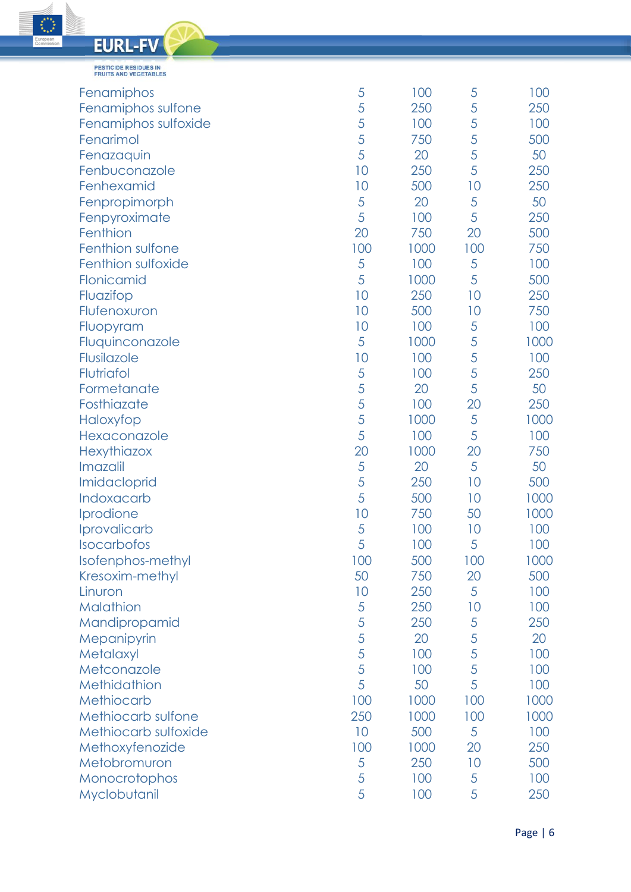| | | | | |
|---|---|---|---|---|
| Fenamiphos | 5 | 100 | 5 | 100 |
| Fenamiphos sulfone | 5 | 250 | 5 | 250 |
| Fenamiphos sulfoxide | 5 | 100 | 5 | 100 |
| Fenarimol | 5 | 750 | 5 | 500 |
| Fenazaquin | 5 | 20 | 5 | 50 |
| Fenbuconazole | 10 | 250 | 5 | 250 |
| Fenhexamid | 10 | 500 | 10 | 250 |
| Fenpropimorph | 5 | 20 | 5 | 50 |
| Fenpyroximate | 5 | 100 | 5 | 250 |
| Fenthion | 20 | 750 | 20 | 500 |
| Fenthion sulfone | 100 | 1000 | 100 | 750 |
| Fenthion sulfoxide | 5 | 100 | 5 | 100 |
| Flonicamid | 5 | 1000 | 5 | 500 |
| Fluazifop | 10 | 250 | 10 | 250 |
| Flufenoxuron | 10 | 500 | 10 | 750 |
| Fluopyram | 10 | 100 | 5 | 100 |
| Fluquinconazole | 5 | 1000 | 5 | 1000 |
| Flusilazole | 10 | 100 | 5 | 100 |
| Flutriafol | 5 | 100 | 5 | 250 |
| Formetanate | 5 | 20 | 5 | 50 |
| Fosthiazate | 5 | 100 | 20 | 250 |
| Haloxyfop | 5 | 1000 | 5 | 1000 |
| Hexaconazole | 5 | 100 | 5 | 100 |
| Hexythiazox | 20 | 1000 | 20 | 750 |
| Imazalil | 5 | 20 | 5 | 50 |
| Imidacloprid | 5 | 250 | 10 | 500 |
| Indoxacarb | 5 | 500 | 10 | 1000 |
| Iprodione | 10 | 750 | 50 | 1000 |
| Iprovalicarb | 5 | 100 | 10 | 100 |
| Isocarbofos | 5 | 100 | 5 | 100 |
| Isofenphos-methyl | 100 | 500 | 100 | 1000 |
| Kresoxim-methyl | 50 | 750 | 20 | 500 |
| Linuron | 10 | 250 | 5 | 100 |
| Malathion | 5 | 250 | 10 | 100 |
| Mandipropamid | 5 | 250 | 5 | 250 |
| Mepanipyrin | 5 | 20 | 5 | 20 |
| Metalaxyl | 5 | 100 | 5 | 100 |
| Metconazole | 5 | 100 | 5 | 100 |
| Methidathion | 5 | 50 | 5 | 100 |
| Methiocarb | 100 | 1000 | 100 | 1000 |
| Methiocarb sulfone | 250 | 1000 | 100 | 1000 |
| Methiocarb sulfoxide | 10 | 500 | 5 | 100 |
| Methoxyfenozide | 100 | 1000 | 20 | 250 |
| Metobromuron | 5 | 250 | 10 | 500 |
| Monocrotophos | 5 | 100 | 5 | 100 |
| Myclobutanil | 5 | 100 | 5 | 250 |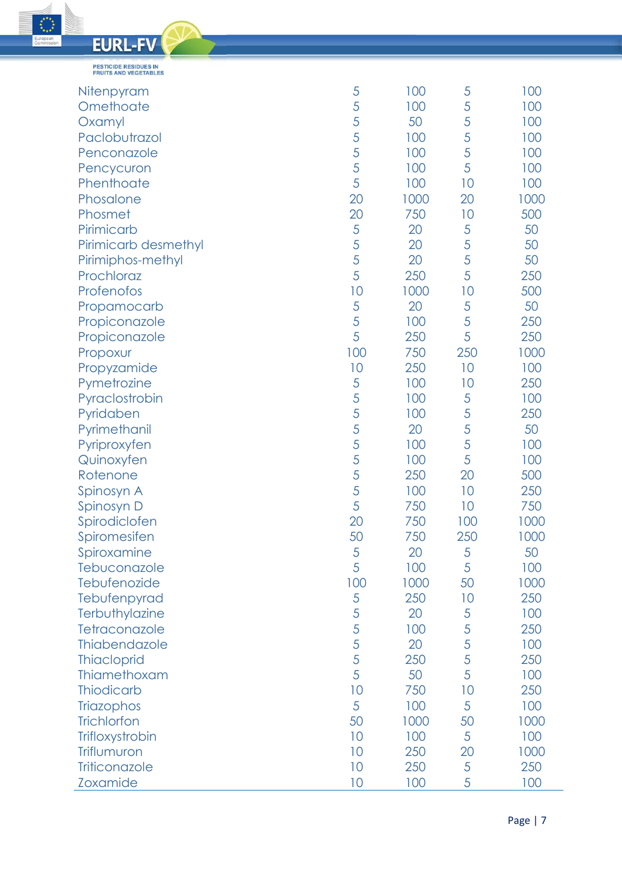| | | | | |
|---|---|---|---|---|
| Nitenpyram | 5 | 100 | 5 | 100 |
| Omethoate | 5 | 100 | 5 | 100 |
| Oxamyl | 5 | 50 | 5 | 100 |
| Paclobutrazol | 5 | 100 | 5 | 100 |
| Penconazole | 5 | 100 | 5 | 100 |
| Pencycuron | 5 | 100 | 5 | 100 |
| Phenthoate | 5 | 100 | 10 | 100 |
| Phosalone | 20 | 1000 | 20 | 1000 |
| Phosmet | 20 | 750 | 10 | 500 |
| Pirimicarb | 5 | 20 | 5 | 50 |
| Pirimicarb desmethyl | 5 | 20 | 5 | 50 |
| Pirimiphos-methyl | 5 | 20 | 5 | 50 |
| Prochloraz | 5 | 250 | 5 | 250 |
| Profenofos | 10 | 1000 | 10 | 500 |
| Propamocarb | 5 | 20 | 5 | 50 |
| Propiconazole | 5 | 100 | 5 | 250 |
| Propiconazole | 5 | 250 | 5 | 250 |
| Propoxur | 100 | 750 | 250 | 1000 |
| Propyzamide | 10 | 250 | 10 | 100 |
| Pymetrozine | 5 | 100 | 10 | 250 |
| Pyraclostrobin | 5 | 100 | 5 | 100 |
| Pyridaben | 5 | 100 | 5 | 250 |
| Pyrimethanil | 5 | 20 | 5 | 50 |
| Pyriproxyfen | 5 | 100 | 5 | 100 |
| Quinoxyfen | 5 | 100 | 5 | 100 |
| Rotenone | 5 | 250 | 20 | 500 |
| Spinosyn A | 5 | 100 | 10 | 250 |
| Spinosyn D | 5 | 750 | 10 | 750 |
| Spirodiclofen | 20 | 750 | 100 | 1000 |
| Spiromesifen | 50 | 750 | 250 | 1000 |
| Spiroxamine | 5 | 20 | 5 | 50 |
| Tebuconazole | 5 | 100 | 5 | 100 |
| Tebufenozide | 100 | 1000 | 50 | 1000 |
| Tebufenpyrad | 5 | 250 | 10 | 250 |
| Terbuthylazine | 5 | 20 | 5 | 100 |
| Tetraconazole | 5 | 100 | 5 | 250 |
| Thiabendazole | 5 | 20 | 5 | 100 |
| Thiacloprid | 5 | 250 | 5 | 250 |
| Thiamethoxam | 5 | 50 | 5 | 100 |
| Thiodicarb | 10 | 750 | 10 | 250 |
| Triazophos | 5 | 100 | 5 | 100 |
| Trichlorfon | 50 | 1000 | 50 | 1000 |
| Trifloxystrobin | 10 | 100 | 5 | 100 |
| Triflumuron | 10 | 250 | 20 | 1000 |
| Triticonazole | 10 | 250 | 5 | 250 |
| Zoxamide | 10 | 100 | 5 | 100 |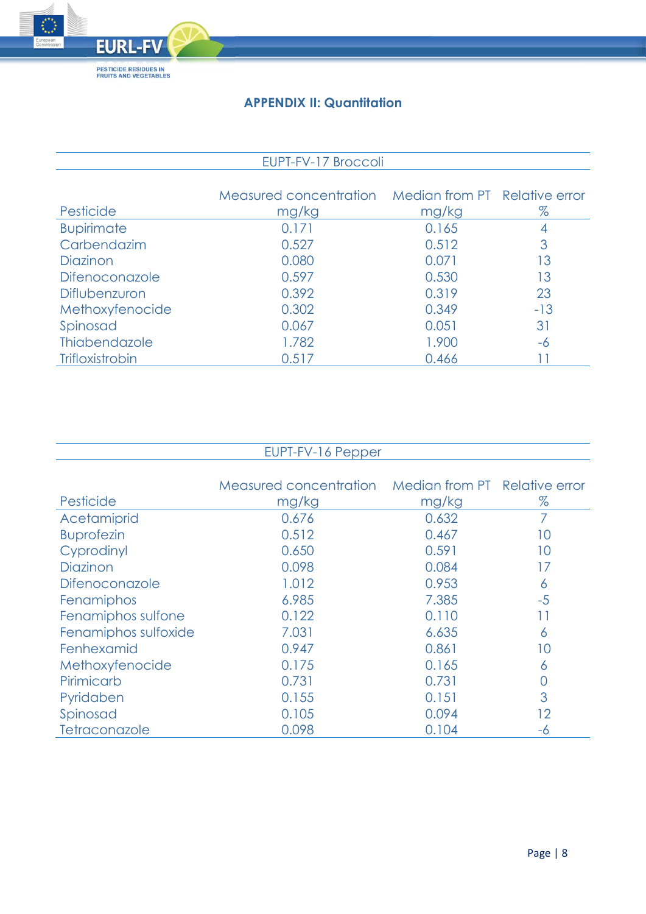## APPENDIX II: Quantitation

| EUPT-FV-17 Broccoli | | | |
|---|---|---|---|
| Pesticide | Measured concentration mg/kg | Median from PT mg/kg | Relative error % |
| Bupirimate | 0.171 | 0.165 | 4 |
| Carbendazim | 0.527 | 0.512 | 3 |
| Diazinon | 0.080 | 0.071 | 13 |
| Difenoconazole | 0.597 | 0.530 | 13 |
| Diflubenzuron | 0.392 | 0.319 | 23 |
| Methoxyfenocide | 0.302 | 0.349 | -13 |
| Spinosad | 0.067 | 0.051 | 31 |
| Thiabendazole | 1.782 | 1.900 | -6 |
| Trifloxistrobin | 0.517 | 0.466 | 11 |

| EUPT-FV-16 Pepper | | | |
|---|---|---|---|
| Pesticide | Measured concentration mg/kg | Median from PT mg/kg | Relative error % |
| Acetamiprid | 0.676 | 0.632 | 7 |
| Buprofezin | 0.512 | 0.467 | 10 |
| Cyprodinyl | 0.650 | 0.591 | 10 |
| Diazinon | 0.098 | 0.084 | 17 |
| Difenoconazole | 1.012 | 0.953 | 6 |
| Fenamiphos | 6.985 | 7.385 | -5 |
| Fenamiphos sulfone | 0.122 | 0.110 | 11 |
| Fenamiphos sulfoxide | 7.031 | 6.635 | 6 |
| Fenhexamid | 0.947 | 0.861 | 10 |
| Methoxyfenocide | 0.175 | 0.165 | 6 |
| Pirimicarb | 0.731 | 0.731 | 0 |
| Pyridaben | 0.155 | 0.151 | 3 |
| Spinosad | 0.105 | 0.094 | 12 |
| Tetraconazole | 0.098 | 0.104 | -6 |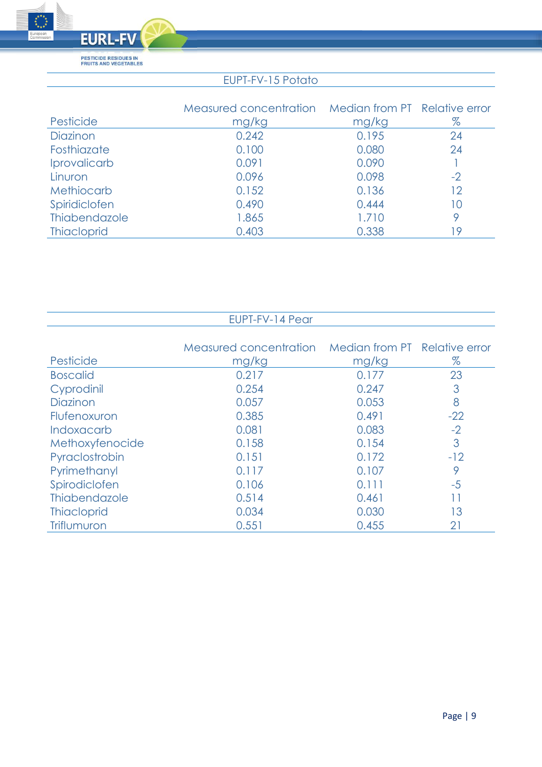EUPT-FV-15 Potato

| Pesticide | Measured concentration mg/kg | Median from PT mg/kg | Relative error % |
|---|---|---|---|
| Diazinon | 0.242 | 0.195 | 24 |
| Fosthiazate | 0.100 | 0.080 | 24 |
| Iprovalicarb | 0.091 | 0.090 | 1 |
| Linuron | 0.096 | 0.098 | -2 |
| Methiocarb | 0.152 | 0.136 | 12 |
| Spiridiclofen | 0.490 | 0.444 | 10 |
| Thiabendazole | 1.865 | 1.710 | 9 |
| Thiacloprid | 0.403 | 0.338 | 19 |

EUPT-FV-14 Pear

| Pesticide | Measured concentration mg/kg | Median from PT mg/kg | Relative error % |
|---|---|---|---|
| Boscalid | 0.217 | 0.177 | 23 |
| Cyprodinil | 0.254 | 0.247 | 3 |
| Diazinon | 0.057 | 0.053 | 8 |
| Flufenoxuron | 0.385 | 0.491 | -22 |
| Indoxacarb | 0.081 | 0.083 | -2 |
| Methoxyfenocide | 0.158 | 0.154 | 3 |
| Pyraclostrobin | 0.151 | 0.172 | -12 |
| Pyrimethanyl | 0.117 | 0.107 | 9 |
| Spirodiclofen | 0.106 | 0.111 | -5 |
| Thiabendazole | 0.514 | 0.461 | 11 |
| Thiacloprid | 0.034 | 0.030 | 13 |
| Triflumuron | 0.551 | 0.455 | 21 |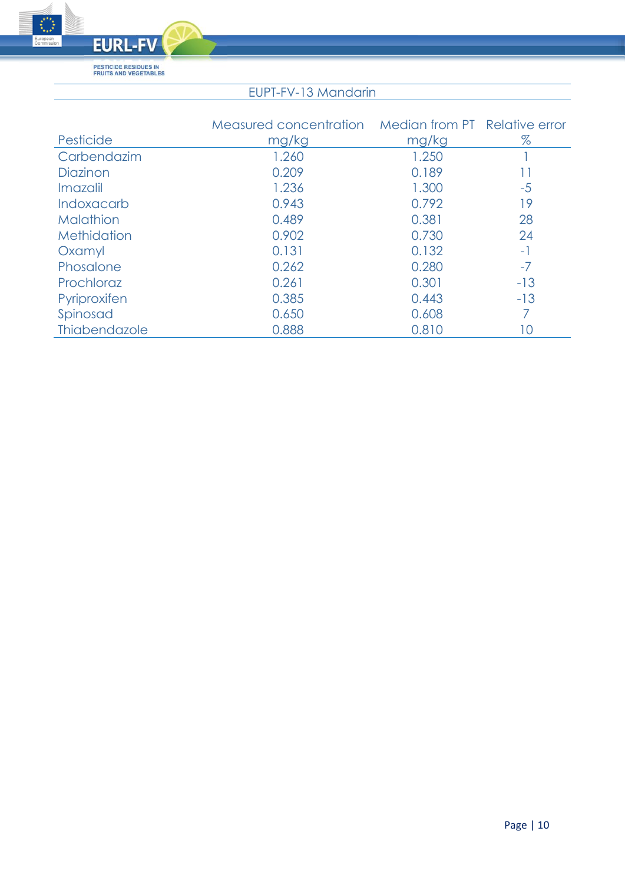EUPT-FV-13 Mandarin

| Pesticide | Measured concentration mg/kg | Median from PT mg/kg | Relative error % |
|---|---|---|---|
| Carbendazim | 1.260 | 1.250 | 1 |
| Diazinon | 0.209 | 0.189 | 11 |
| Imazalil | 1.236 | 1.300 | -5 |
| Indoxacarb | 0.943 | 0.792 | 19 |
| Malathion | 0.489 | 0.381 | 28 |
| Methidation | 0.902 | 0.730 | 24 |
| Oxamyl | 0.131 | 0.132 | -1 |
| Phosalone | 0.262 | 0.280 | -7 |
| Prochloraz | 0.261 | 0.301 | -13 |
| Pyriproxifen | 0.385 | 0.443 | -13 |
| Spinosad | 0.650 | 0.608 | 7 |
| Thiabendazole | 0.888 | 0.810 | 10 |